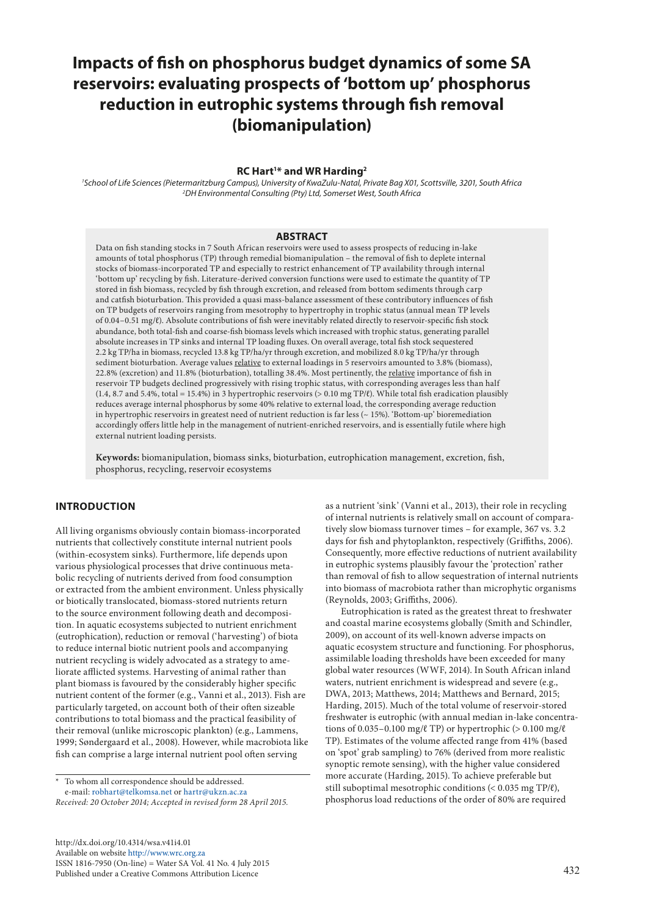# Impacts of fish on phosphorus budget dynamics of some SA reservoirs: evaluating prospects of 'bottom up' phosphorus reduction in eutrophic systems through fish removal (biomanipulation)

**RC Hart[1]* and WR Harding[2]**

[1]*School of Life Sciences (Pietermaritzburg Campus), University of KwaZulu-Natal, Private Bag X01, Scottsville, 3201, South Africa*
[2]*DH Environmental Consulting (Pty) Ltd, Somerset West, South Africa*

## ABSTRACT

Data on fish standing stocks in 7 South African reservoirs were used to assess prospects of reducing in-lake amounts of total phosphorus (TP) through remedial biomanipulation – the removal of fish to deplete internal stocks of biomass-incorporated TP and especially to restrict enhancement of TP availability through internal 'bottom up' recycling by fish. Literature-derived conversion functions were used to estimate the quantity of TP stored in fish biomass, recycled by fish through excretion, and released from bottom sediments through carp and catfish bioturbation. This provided a quasi mass-balance assessment of these contributory influences of fish on TP budgets of reservoirs ranging from mesotrophy to hypertrophy in trophic status (annual mean TP levels of 0.04–0.51 mg/ℓ). Absolute contributions of fish were inevitably related directly to reservoir-specific fish stock abundance, both total-fish and coarse-fish biomass levels which increased with trophic status, generating parallel absolute increases in TP sinks and internal TP loading fluxes. On overall average, total fish stock sequestered 2.2 kg TP/ha in biomass, recycled 13.8 kg TP/ha/yr through excretion, and mobilized 8.0 kg TP/ha/yr through sediment bioturbation. Average values relative to external loadings in 5 reservoirs amounted to 3.8% (biomass), 22.8% (excretion) and 11.8% (bioturbation), totalling 38.4%. Most pertinently, the relative importance of fish in reservoir TP budgets declined progressively with rising trophic status, with corresponding averages less than half (1.4, 8.7 and 5.4%, total = 15.4%) in 3 hypertrophic reservoirs (> 0.10 mg TP/ℓ). While total fish eradication plausibly reduces average internal phosphorus by some 40% relative to external load, the corresponding average reduction in hypertrophic reservoirs in greatest need of nutrient reduction is far less (~ 15%). 'Bottom-up' bioremediation accordingly offers little help in the management of nutrient-enriched reservoirs, and is essentially futile where high external nutrient loading persists.

**Keywords:** biomanipulation, biomass sinks, bioturbation, eutrophication management, excretion, fish, phosphorus, recycling, reservoir ecosystems

## INTRODUCTION

All living organisms obviously contain biomass-incorporated nutrients that collectively constitute internal nutrient pools (within-ecosystem sinks). Furthermore, life depends upon various physiological processes that drive continuous metabolic recycling of nutrients derived from food consumption or extracted from the ambient environment. Unless physically or biotically translocated, biomass-stored nutrients return to the source environment following death and decomposition. In aquatic ecosystems subjected to nutrient enrichment (eutrophication), reduction or removal ('harvesting') of biota to reduce internal biotic nutrient pools and accompanying nutrient recycling is widely advocated as a strategy to ameliorate afflicted systems. Harvesting of animal rather than plant biomass is favoured by the considerably higher specific nutrient content of the former (e.g., Vanni et al., 2013). Fish are particularly targeted, on account both of their often sizeable contributions to total biomass and the practical feasibility of their removal (unlike microscopic plankton) (e.g., Lammens, 1999; Søndergaard et al., 2008). However, while macrobiota like fish can comprise a large internal nutrient pool often serving as a nutrient 'sink' (Vanni et al., 2013), their role in recycling of internal nutrients is relatively small on account of comparatively slow biomass turnover times – for example, 367 vs. 3.2 days for fish and phytoplankton, respectively (Griffiths, 2006). Consequently, more effective reductions of nutrient availability in eutrophic systems plausibly favour the 'protection' rather than removal of fish to allow sequestration of internal nutrients into biomass of macrobiota rather than microphytic organisms (Reynolds, 2003; Griffiths, 2006).

Eutrophication is rated as the greatest threat to freshwater and coastal marine ecosystems globally (Smith and Schindler, 2009), on account of its well-known adverse impacts on aquatic ecosystem structure and functioning. For phosphorus, assimilable loading thresholds have been exceeded for many global water resources (WWF, 2014). In South African inland waters, nutrient enrichment is widespread and severe (e.g., DWA, 2013; Matthews, 2014; Matthews and Bernard, 2015; Harding, 2015). Much of the total volume of reservoir-stored freshwater is eutrophic (with annual median in-lake concentrations of 0.035–0.100 mg/ℓ TP) or hypertrophic (> 0.100 mg/ℓ TP). Estimates of the volume affected range from 41% (based on 'spot' grab sampling) to 76% (derived from more realistic synoptic remote sensing), with the higher value considered more accurate (Harding, 2015). To achieve preferable but still suboptimal mesotrophic conditions (< 0.035 mg TP/ℓ), phosphorus load reductions of the order of 80% are required

\* To whom all correspondence should be addressed.
e-mail: robhart@telkomsa.net or hartr@ukzn.ac.za
*Received: 20 October 2014; Accepted in revised form 28 April 2015.*

http://dx.doi.org/10.4314/wsa.v41i4.01
Available on website http://www.wrc.org.za
ISSN 1816-7950 (On-line) = Water SA Vol. 41 No. 4 July 2015
Published under a Creative Commons Attribution Licence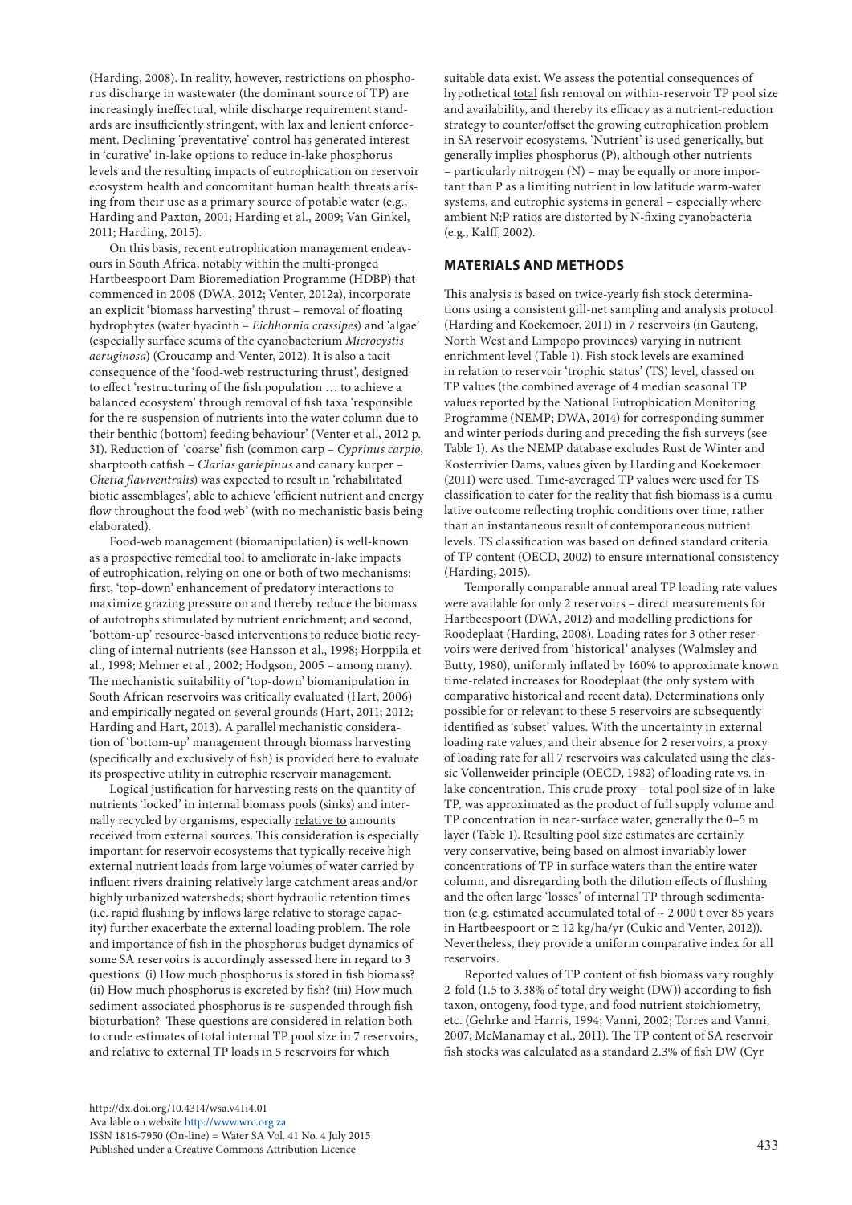(Harding, 2008). In reality, however, restrictions on phosphorus discharge in wastewater (the dominant source of TP) are increasingly ineffectual, while discharge requirement standards are insufficiently stringent, with lax and lenient enforcement. Declining 'preventative' control has generated interest in 'curative' in-lake options to reduce in-lake phosphorus levels and the resulting impacts of eutrophication on reservoir ecosystem health and concomitant human health threats arising from their use as a primary source of potable water (e.g., Harding and Paxton, 2001; Harding et al., 2009; Van Ginkel, 2011; Harding, 2015).

On this basis, recent eutrophication management endeavours in South Africa, notably within the multi-pronged Hartbeespoort Dam Bioremediation Programme (HDBP) that commenced in 2008 (DWA, 2012; Venter, 2012a), incorporate an explicit 'biomass harvesting' thrust – removal of floating hydrophytes (water hyacinth – *Eichhornia crassipes*) and 'algae' (especially surface scums of the cyanobacterium *Microcystis aeruginosa*) (Croucamp and Venter, 2012). It is also a tacit consequence of the 'food-web restructuring thrust', designed to effect 'restructuring of the fish population … to achieve a balanced ecosystem' through removal of fish taxa 'responsible for the re-suspension of nutrients into the water column due to their benthic (bottom) feeding behaviour' (Venter et al., 2012 p. 31). Reduction of 'coarse' fish (common carp – *Cyprinus carpio*, sharptooth catfish – *Clarias gariepinus* and canary kurper – *Chetia flaviventralis*) was expected to result in 'rehabilitated biotic assemblages', able to achieve 'efficient nutrient and energy flow throughout the food web' (with no mechanistic basis being elaborated).

Food-web management (biomanipulation) is well-known as a prospective remedial tool to ameliorate in-lake impacts of eutrophication, relying on one or both of two mechanisms: first, 'top-down' enhancement of predatory interactions to maximize grazing pressure on and thereby reduce the biomass of autotrophs stimulated by nutrient enrichment; and second, 'bottom-up' resource-based interventions to reduce biotic recycling of internal nutrients (see Hansson et al., 1998; Horppila et al., 1998; Mehner et al., 2002; Hodgson, 2005 – among many). The mechanistic suitability of 'top-down' biomanipulation in South African reservoirs was critically evaluated (Hart, 2006) and empirically negated on several grounds (Hart, 2011; 2012; Harding and Hart, 2013). A parallel mechanistic consideration of 'bottom-up' management through biomass harvesting (specifically and exclusively of fish) is provided here to evaluate its prospective utility in eutrophic reservoir management.

Logical justification for harvesting rests on the quantity of nutrients 'locked' in internal biomass pools (sinks) and internally recycled by organisms, especially relative to amounts received from external sources. This consideration is especially important for reservoir ecosystems that typically receive high external nutrient loads from large volumes of water carried by influent rivers draining relatively large catchment areas and/or highly urbanized watersheds; short hydraulic retention times (i.e. rapid flushing by inflows large relative to storage capacity) further exacerbate the external loading problem. The role and importance of fish in the phosphorus budget dynamics of some SA reservoirs is accordingly assessed here in regard to 3 questions: (i) How much phosphorus is stored in fish biomass? (ii) How much phosphorus is excreted by fish? (iii) How much sediment-associated phosphorus is re-suspended through fish bioturbation? These questions are considered in relation both to crude estimates of total internal TP pool size in 7 reservoirs, and relative to external TP loads in 5 reservoirs for which suitable data exist. We assess the potential consequences of hypothetical total fish removal on within-reservoir TP pool size and availability, and thereby its efficacy as a nutrient-reduction strategy to counter/offset the growing eutrophication problem in SA reservoir ecosystems. 'Nutrient' is used generically, but generally implies phosphorus (P), although other nutrients – particularly nitrogen (N) – may be equally or more important than P as a limiting nutrient in low latitude warm-water systems, and eutrophic systems in general – especially where ambient N:P ratios are distorted by N-fixing cyanobacteria (e.g., Kalff, 2002).

## MATERIALS AND METHODS

This analysis is based on twice-yearly fish stock determinations using a consistent gill-net sampling and analysis protocol (Harding and Koekemoer, 2011) in 7 reservoirs (in Gauteng, North West and Limpopo provinces) varying in nutrient enrichment level (Table 1). Fish stock levels are examined in relation to reservoir 'trophic status' (TS) level, classed on TP values (the combined average of 4 median seasonal TP values reported by the National Eutrophication Monitoring Programme (NEMP; DWA, 2014) for corresponding summer and winter periods during and preceding the fish surveys (see Table 1). As the NEMP database excludes Rust de Winter and Kosterrivier Dams, values given by Harding and Koekemoer (2011) were used. Time-averaged TP values were used for TS classification to cater for the reality that fish biomass is a cumulative outcome reflecting trophic conditions over time, rather than an instantaneous result of contemporaneous nutrient levels. TS classification was based on defined standard criteria of TP content (OECD, 2002) to ensure international consistency (Harding, 2015).

Temporally comparable annual areal TP loading rate values were available for only 2 reservoirs – direct measurements for Hartbeespoort (DWA, 2012) and modelling predictions for Roodeplaat (Harding, 2008). Loading rates for 3 other reservoirs were derived from 'historical' analyses (Walmsley and Butty, 1980), uniformly inflated by 160% to approximate known time-related increases for Roodeplaat (the only system with comparative historical and recent data). Determinations only possible for or relevant to these 5 reservoirs are subsequently identified as 'subset' values. With the uncertainty in external loading rate values, and their absence for 2 reservoirs, a proxy of loading rate for all 7 reservoirs was calculated using the classic Vollenweider principle (OECD, 1982) of loading rate vs. in-lake concentration. This crude proxy – total pool size of in-lake TP, was approximated as the product of full supply volume and TP concentration in near-surface water, generally the 0–5 m layer (Table 1). Resulting pool size estimates are certainly very conservative, being based on almost invariably lower concentrations of TP in surface waters than the entire water column, and disregarding both the dilution effects of flushing and the often large 'losses' of internal TP through sedimentation (e.g. estimated accumulated total of ~ 2 000 t over 85 years in Hartbeespoort or ≅ 12 kg/ha/yr (Cukic and Venter, 2012)). Nevertheless, they provide a uniform comparative index for all reservoirs.

Reported values of TP content of fish biomass vary roughly 2-fold (1.5 to 3.38% of total dry weight (DW)) according to fish taxon, ontogeny, food type, and food nutrient stoichiometry, etc. (Gehrke and Harris, 1994; Vanni, 2002; Torres and Vanni, 2007; McManamay et al., 2011). The TP content of SA reservoir fish stocks was calculated as a standard 2.3% of fish DW (Cyr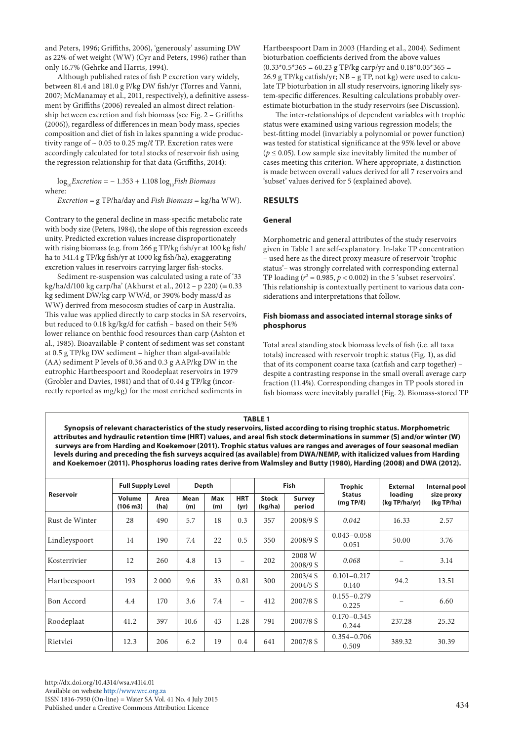and Peters, 1996; Griffiths, 2006), 'generously' assuming DW as 22% of wet weight (WW) (Cyr and Peters, 1996) rather than only 16.7% (Gehrke and Harris, 1994).

Although published rates of fish P excretion vary widely, between 81.4 and 181.0 g P/kg DW fish/yr (Torres and Vanni, 2007; McManamay et al., 2011, respectively), a definitive assessment by Griffiths (2006) revealed an almost direct relationship between excretion and fish biomass (see Fig. 2 – Griffiths (2006)), regardless of differences in mean body mass, species composition and diet of fish in lakes spanning a wide productivity range of ~ 0.05 to 0.25 mg/ℓ TP. Excretion rates were accordingly calculated for total stocks of reservoir fish using the regression relationship for that data (Griffiths, 2014):

$$\log_{10} Excretion = -1.353 + 1.108 \log_{10} Fish\ Biomass$$

where:

*Excretion* = g TP/ha/day and *Fish Biomass* = kg/ha WW).

Contrary to the general decline in mass-specific metabolic rate with body size (Peters, 1984), the slope of this regression exceeds unity. Predicted excretion values increase disproportionately with rising biomass (e.g. from 266 g TP/kg fish/yr at 100 kg fish/ha to 341.4 g TP/kg fish/yr at 1000 kg fish/ha), exaggerating excretion values in reservoirs carrying larger fish-stocks.

Sediment re-suspension was calculated using a rate of '33 kg/ha/d/100 kg carp/ha' (Akhurst et al., 2012 – p 220) (≡ 0.33 kg sediment DW/kg carp WW/d, or 390% body mass/d as WW) derived from mesocosm studies of carp in Australia. This value was applied directly to carp stocks in SA reservoirs, but reduced to 0.18 kg/kg/d for catfish – based on their 54% lower reliance on benthic food resources than carp (Ashton et al., 1985). Bioavailable-P content of sediment was set constant at 0.5 g TP/kg DW sediment – higher than algal-available (AA) sediment P levels of 0.36 and 0.3 g AAP/kg DW in the eutrophic Hartbeespoort and Roodeplaat reservoirs in 1979 (Grobler and Davies, 1981) and that of 0.44 g TP/kg (incorrectly reported as mg/kg) for the most enriched sediments in Hartbeespoort Dam in 2003 (Harding et al., 2004). Sediment bioturbation coefficients derived from the above values ($0.33*0.5*365 = 60.23$ g TP/kg carp/yr and $0.18*0.05*365 = 26.9$ g TP/kg catfish/yr; NB – g TP, not kg) were used to calculate TP bioturbation in all study reservoirs, ignoring likely system-specific differences. Resulting calculations probably overestimate bioturbation in the study reservoirs (see Discussion).

The inter-relationships of dependent variables with trophic status were examined using various regression models; the best-fitting model (invariably a polynomial or power function) was tested for statistical significance at the 95% level or above ($p \leq 0.05$). Low sample size inevitably limited the number of cases meeting this criterion. Where appropriate, a distinction is made between overall values derived for all 7 reservoirs and 'subset' values derived for 5 (explained above).

## RESULTS

### General

Morphometric and general attributes of the study reservoirs given in Table 1 are self-explanatory. In-lake TP concentration – used here as the direct proxy measure of reservoir 'trophic status'– was strongly correlated with corresponding external TP loading ($r^2 = 0.985$, $p < 0.002$) in the 5 'subset reservoirs'. This relationship is contextually pertinent to various data considerations and interpretations that follow.

### Fish biomass and associated internal storage sinks of phosphorus

Total areal standing stock biomass levels of fish (i.e. all taxa totals) increased with reservoir trophic status (Fig. 1), as did that of its component coarse taxa (catfish and carp together) – despite a contrasting response in the small overall average carp fraction (11.4%). Corresponding changes in TP pools stored in fish biomass were inevitably parallel (Fig. 2). Biomass-stored TP

**TABLE 1**
**Synopsis of relevant characteristics of the study reservoirs, listed according to rising trophic status. Morphometric attributes and hydraulic retention time (HRT) values, and areal fish stock determinations in summer (S) and/or winter (W) surveys are from Harding and Koekemoer (2011). Trophic status values are ranges and averages of four seasonal median levels during and preceding the fish surveys acquired (as available) from DWA/NEMP, with italicized values from Harding and Koekemoer (2011). Phosphorus loading rates derive from Walmsley and Butty (1980), Harding (2008) and DWA (2012).**

| Reservoir | Full Supply Level | | Depth | | | Fish | | Trophic Status (mg TP/ℓ) | External loading (kg TP/ha/yr) | Internal pool size proxy (kg TP/ha) |
|---|---|---|---|---|---|---|---|---|---|---|
| | Volume (106 m3) | Area (ha) | Mean (m) | Max (m) | HRT (yr) | Stock (kg/ha) | Survey period | | | |
| Rust de Winter | 28 | 490 | 5.7 | 18 | 0.3 | 357 | 2008/9 S | *0.042* | 16.33 | 2.57 |
| Lindleyspoort | 14 | 190 | 7.4 | 22 | 0.5 | 350 | 2008/9 S | 0.043–0.058 0.051 | 50.00 | 3.76 |
| Kosterrivier | 12 | 260 | 4.8 | 13 | – | 202 | 2008 W 2008/9 S | *0.068* | – | 3.14 |
| Hartbeespoort | 193 | 2 000 | 9.6 | 33 | 0.81 | 300 | 2003/4 S 2004/5 S | 0.101–0.217 0.140 | 94.2 | 13.51 |
| Bon Accord | 4.4 | 170 | 3.6 | 7.4 | – | 412 | 2007/8 S | 0.155–0.279 0.225 | – | 6.60 |
| Roodeplaat | 41.2 | 397 | 10.6 | 43 | 1.28 | 791 | 2007/8 S | 0.170–0.345 0.244 | 237.28 | 25.32 |
| Rietvlei | 12.3 | 206 | 6.2 | 19 | 0.4 | 641 | 2007/8 S | 0.354–0.706 0.509 | 389.32 | 30.39 |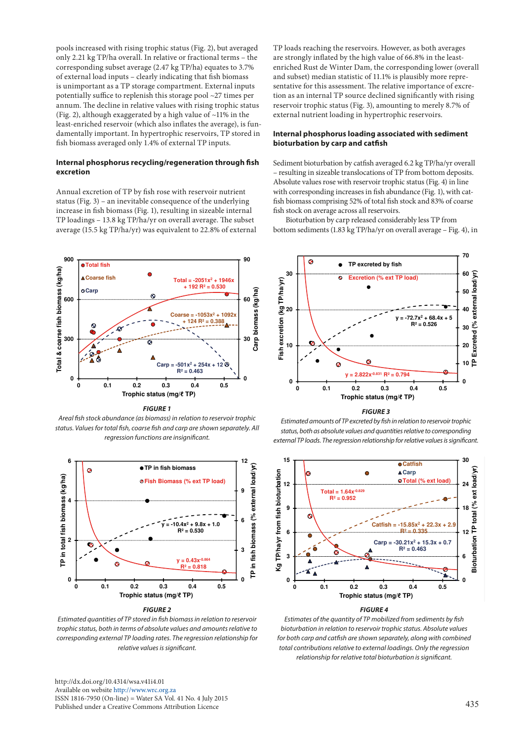pools increased with rising trophic status (Fig. 2), but averaged only 2.21 kg TP/ha overall. In relative or fractional terms – the corresponding subset average (2.47 kg TP/ha) equates to 3.7% of external load inputs – clearly indicating that fish biomass is unimportant as a TP storage compartment. External inputs potentially suffice to replenish this storage pool ~27 times per annum. The decline in relative values with rising trophic status (Fig. 2), although exaggerated by a high value of ~11% in the least-enriched reservoir (which also inflates the average), is fundamentally important. In hypertrophic reservoirs, TP stored in fish biomass averaged only 1.4% of external TP inputs.

### Internal phosphorus recycling/regeneration through fish excretion

Annual excretion of TP by fish rose with reservoir nutrient status (Fig. 3) – an inevitable consequence of the underlying increase in fish biomass (Fig. 1), resulting in sizeable internal TP loadings – 13.8 kg TP/ha/yr on overall average. The subset average (15.5 kg TP/ha/yr) was equivalent to 22.8% of external TP loads reaching the reservoirs. However, as both averages are strongly inflated by the high value of 66.8% in the least-enriched Rust de Winter Dam, the corresponding lower (overall and subset) median statistic of 11.1% is plausibly more representative for this assessment. The relative importance of excretion as an internal TP source declined significantly with rising reservoir trophic status (Fig. 3), amounting to merely 8.7% of external nutrient loading in hypertrophic reservoirs.

### Internal phosphorus loading associated with sediment bioturbation by carp and catfish

Sediment bioturbation by catfish averaged 6.2 kg TP/ha/yr overall – resulting in sizeable translocations of TP from bottom deposits. Absolute values rose with reservoir trophic status (Fig. 4) in line with corresponding increases in fish abundance (Fig. 1), with catfish biomass comprising 52% of total fish stock and 83% of coarse fish stock on average across all reservoirs.

Bioturbation by carp released considerably less TP from bottom sediments (1.83 kg TP/ha/yr on overall average – Fig. 4), in

**FIGURE 1**

*Areal fish stock abundance (as biomass) in relation to reservoir trophic status. Values for total fish, coarse fish and carp are shown separately. All regression functions are insignificant.*

**FIGURE 2**

*Estimated quantities of TP stored in fish biomass in relation to reservoir trophic status, both in terms of absolute values and amounts relative to corresponding external TP loading rates. The regression relationship for relative values is significant.*

**FIGURE 3**

*Estimated amounts of TP excreted by fish in relation to reservoir trophic status, both as absolute values and quantities relative to corresponding external TP loads. The regression relationship for relative values is significant.*

**FIGURE 4**

*Estimates of the quantity of TP mobilized from sediments by fish bioturbation in relation to reservoir trophic status. Absolute values for both carp and catfish are shown separately, along with combined total contributions relative to external loadings. Only the regression relationship for relative total bioturbation is significant.*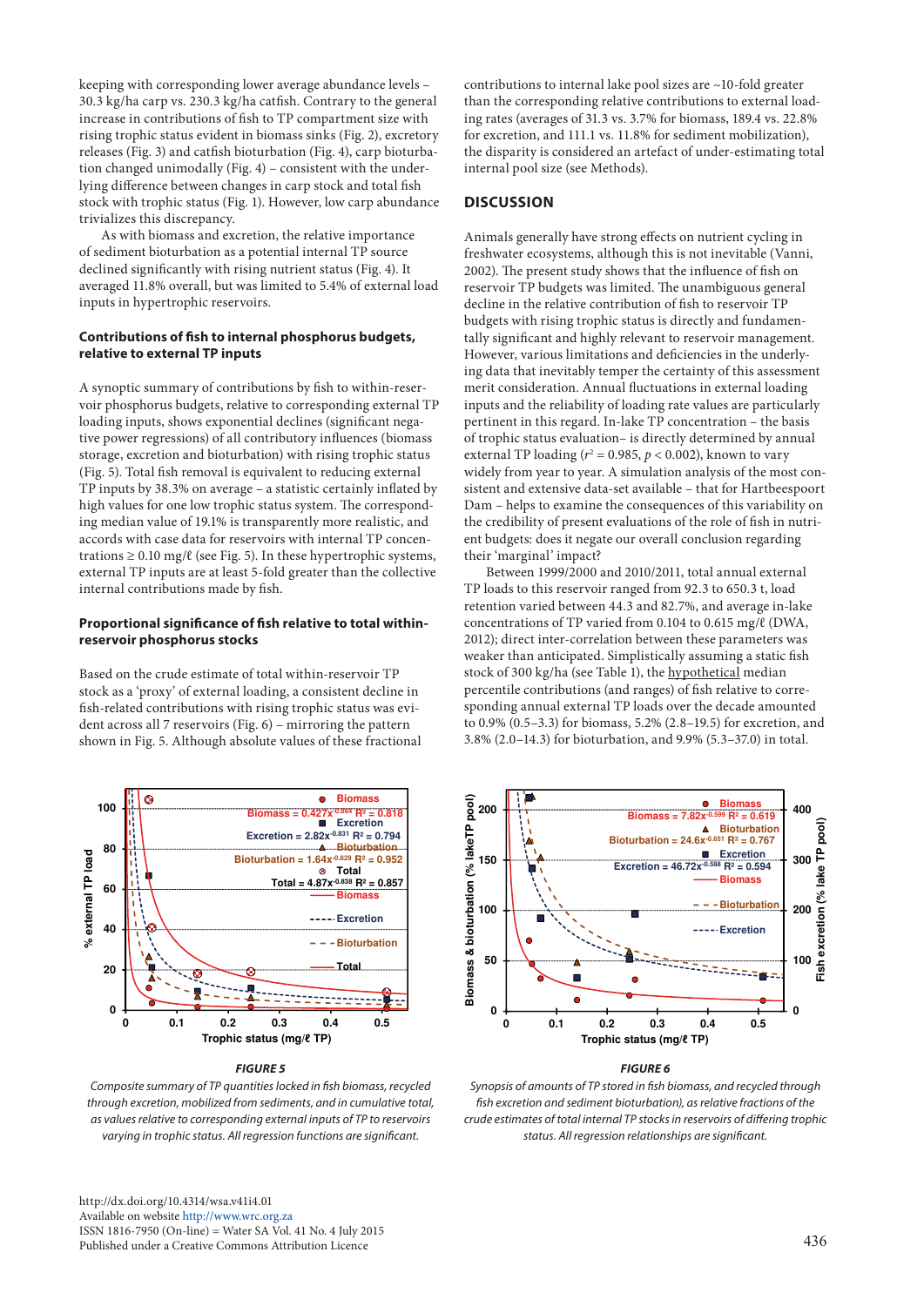keeping with corresponding lower average abundance levels – 30.3 kg/ha carp vs. 230.3 kg/ha catfish. Contrary to the general increase in contributions of fish to TP compartment size with rising trophic status evident in biomass sinks (Fig. 2), excretory releases (Fig. 3) and catfish bioturbation (Fig. 4), carp bioturbation changed unimodally (Fig. 4) – consistent with the underlying difference between changes in carp stock and total fish stock with trophic status (Fig. 1). However, low carp abundance trivializes this discrepancy.

As with biomass and excretion, the relative importance of sediment bioturbation as a potential internal TP source declined significantly with rising nutrient status (Fig. 4). It averaged 11.8% overall, but was limited to 5.4% of external load inputs in hypertrophic reservoirs.

### Contributions of fish to internal phosphorus budgets, relative to external TP inputs

A synoptic summary of contributions by fish to within-reservoir phosphorus budgets, relative to corresponding external TP loading inputs, shows exponential declines (significant negative power regressions) of all contributory influences (biomass storage, excretion and bioturbation) with rising trophic status (Fig. 5). Total fish removal is equivalent to reducing external TP inputs by 38.3% on average – a statistic certainly inflated by high values for one low trophic status system. The corresponding median value of 19.1% is transparently more realistic, and accords with case data for reservoirs with internal TP concentrations ≥ 0.10 mg/ℓ (see Fig. 5). In these hypertrophic systems, external TP inputs are at least 5-fold greater than the collective internal contributions made by fish.

### Proportional significance of fish relative to total within-reservoir phosphorus stocks

Based on the crude estimate of total within-reservoir TP stock as a 'proxy' of external loading, a consistent decline in fish-related contributions with rising trophic status was evident across all 7 reservoirs (Fig. 6) – mirroring the pattern shown in Fig. 5. Although absolute values of these fractional contributions to internal lake pool sizes are ~10-fold greater than the corresponding relative contributions to external loading rates (averages of 31.3 vs. 3.7% for biomass, 189.4 vs. 22.8% for excretion, and 111.1 vs. 11.8% for sediment mobilization), the disparity is considered an artefact of under-estimating total internal pool size (see Methods).

## DISCUSSION

Animals generally have strong effects on nutrient cycling in freshwater ecosystems, although this is not inevitable (Vanni, 2002). The present study shows that the influence of fish on reservoir TP budgets was limited. The unambiguous general decline in the relative contribution of fish to reservoir TP budgets with rising trophic status is directly and fundamentally significant and highly relevant to reservoir management. However, various limitations and deficiencies in the underlying data that inevitably temper the certainty of this assessment merit consideration. Annual fluctuations in external loading inputs and the reliability of loading rate values are particularly pertinent in this regard. In-lake TP concentration – the basis of trophic status evaluation– is directly determined by annual external TP loading ($r^2 = 0.985$, $p < 0.002$), known to vary widely from year to year. A simulation analysis of the most consistent and extensive data-set available – that for Hartbeespoort Dam – helps to examine the consequences of this variability on the credibility of present evaluations of the role of fish in nutrient budgets: does it negate our overall conclusion regarding their 'marginal' impact?

Between 1999/2000 and 2010/2011, total annual external TP loads to this reservoir ranged from 92.3 to 650.3 t, load retention varied between 44.3 and 82.7%, and average in-lake concentrations of TP varied from 0.104 to 0.615 mg/ℓ (DWA, 2012); direct inter-correlation between these parameters was weaker than anticipated. Simplistically assuming a static fish stock of 300 kg/ha (see Table 1), the hypothetical median percentile contributions (and ranges) of fish relative to corresponding annual external TP loads over the decade amounted to 0.9% (0.5–3.3) for biomass, 5.2% (2.8–19.5) for excretion, and 3.8% (2.0–14.3) for bioturbation, and 9.9% (5.3–37.0) in total.

***FIGURE 5***

*Composite summary of TP quantities locked in fish biomass, recycled through excretion, mobilized from sediments, and in cumulative total, as values relative to corresponding external inputs of TP to reservoirs varying in trophic status. All regression functions are significant.*

***FIGURE 6***

*Synopsis of amounts of TP stored in fish biomass, and recycled through fish excretion and sediment bioturbation), as relative fractions of the crude estimates of total internal TP stocks in reservoirs of differing trophic status. All regression relationships are significant.*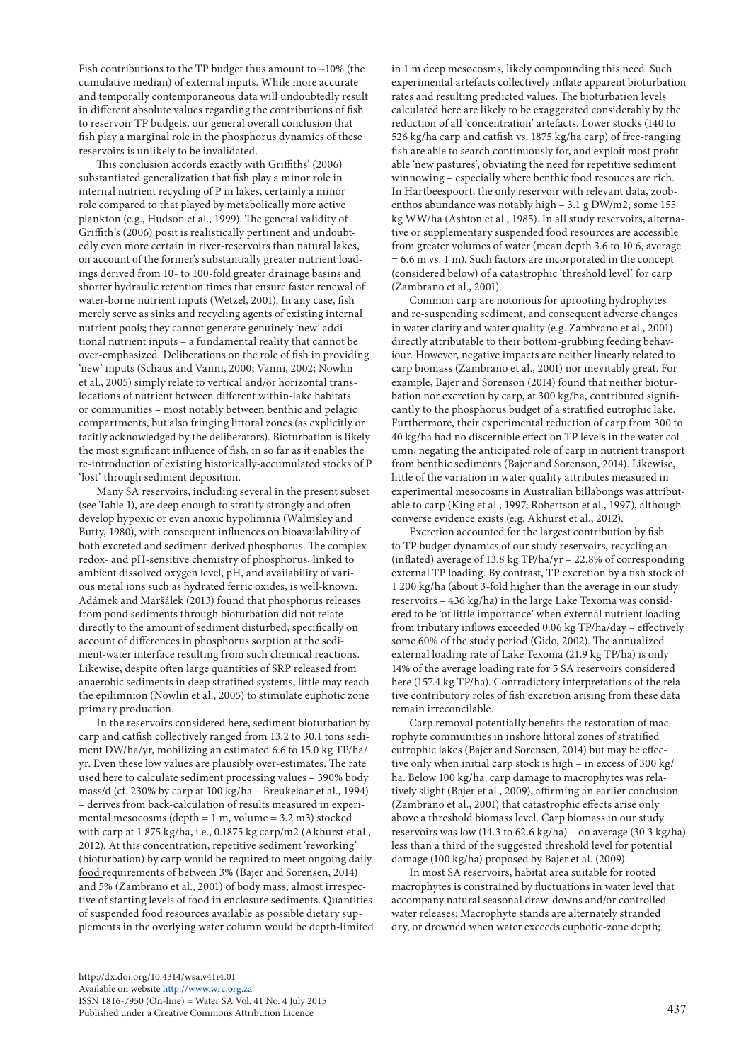Fish contributions to the TP budget thus amount to ~10% (the cumulative median) of external inputs. While more accurate and temporally contemporaneous data will undoubtedly result in different absolute values regarding the contributions of fish to reservoir TP budgets, our general overall conclusion that fish play a marginal role in the phosphorus dynamics of these reservoirs is unlikely to be invalidated.

This conclusion accords exactly with Griffiths' (2006) substantiated generalization that fish play a minor role in internal nutrient recycling of P in lakes, certainly a minor role compared to that played by metabolically more active plankton (e.g., Hudson et al., 1999). The general validity of Griffith's (2006) posit is realistically pertinent and undoubtedly even more certain in river-reservoirs than natural lakes, on account of the former's substantially greater nutrient loadings derived from 10- to 100-fold greater drainage basins and shorter hydraulic retention times that ensure faster renewal of water-borne nutrient inputs (Wetzel, 2001). In any case, fish merely serve as sinks and recycling agents of existing internal nutrient pools; they cannot generate genuinely 'new' additional nutrient inputs – a fundamental reality that cannot be over-emphasized. Deliberations on the role of fish in providing 'new' inputs (Schaus and Vanni, 2000; Vanni, 2002; Nowlin et al., 2005) simply relate to vertical and/or horizontal translocations of nutrient between different within-lake habitats or communities – most notably between benthic and pelagic compartments, but also fringing littoral zones (as explicitly or tacitly acknowledged by the deliberators). Bioturbation is likely the most significant influence of fish, in so far as it enables the re-introduction of existing historically-accumulated stocks of P 'lost' through sediment deposition.

Many SA reservoirs, including several in the present subset (see Table 1), are deep enough to stratify strongly and often develop hypoxic or even anoxic hypolimnia (Walmsley and Butty, 1980), with consequent influences on bioavailability of both excreted and sediment-derived phosphorus. The complex redox- and pH-sensitive chemistry of phosphorus, linked to ambient dissolved oxygen level, pH, and availability of various metal ions such as hydrated ferric oxides, is well-known. Adámek and Maršálek (2013) found that phosphorus releases from pond sediments through bioturbation did not relate directly to the amount of sediment disturbed, specifically on account of differences in phosphorus sorption at the sediment-water interface resulting from such chemical reactions. Likewise, despite often large quantities of SRP released from anaerobic sediments in deep stratified systems, little may reach the epilimnion (Nowlin et al., 2005) to stimulate euphotic zone primary production.

In the reservoirs considered here, sediment bioturbation by carp and catfish collectively ranged from 13.2 to 30.1 tons sediment DW/ha/yr, mobilizing an estimated 6.6 to 15.0 kg TP/ha/yr. Even these low values are plausibly over-estimates. The rate used here to calculate sediment processing values – 390% body mass/d (cf. 230% by carp at 100 kg/ha – Breukelaar et al., 1994) – derives from back-calculation of results measured in experimental mesocosms (depth = 1 m, volume = 3.2 m3) stocked with carp at 1 875 kg/ha, i.e., 0.1875 kg carp/m2 (Akhurst et al., 2012). At this concentration, repetitive sediment 'reworking' (bioturbation) by carp would be required to meet ongoing daily food requirements of between 3% (Bajer and Sorensen, 2014) and 5% (Zambrano et al., 2001) of body mass, almost irrespective of starting levels of food in enclosure sediments. Quantities of suspended food resources available as possible dietary supplements in the overlying water column would be depth-limited in 1 m deep mesocosms, likely compounding this need. Such experimental artefacts collectively inflate apparent bioturbation rates and resulting predicted values. The bioturbation levels calculated here are likely to be exaggerated considerably by the reduction of all 'concentration' artefacts. Lower stocks (140 to 526 kg/ha carp and catfish vs. 1875 kg/ha carp) of free-ranging fish are able to search continuously for, and exploit most profitable 'new pastures', obviating the need for repetitive sediment winnowing – especially where benthic food resouces are rich. In Hartbeespoort, the only reservoir with relevant data, zoobenthos abundance was notably high – 3.1 g DW/m2, some 155 kg WW/ha (Ashton et al., 1985). In all study reservoirs, alternative or supplementary suspended food resources are accessible from greater volumes of water (mean depth 3.6 to 10.6, average = 6.6 m vs. 1 m). Such factors are incorporated in the concept (considered below) of a catastrophic 'threshold level' for carp (Zambrano et al., 2001).

Common carp are notorious for uprooting hydrophytes and re-suspending sediment, and consequent adverse changes in water clarity and water quality (e.g. Zambrano et al., 2001) directly attributable to their bottom-grubbing feeding behaviour. However, negative impacts are neither linearly related to carp biomass (Zambrano et al., 2001) nor inevitably great. For example, Bajer and Sorenson (2014) found that neither bioturbation nor excretion by carp, at 300 kg/ha, contributed significantly to the phosphorus budget of a stratified eutrophic lake. Furthermore, their experimental reduction of carp from 300 to 40 kg/ha had no discernible effect on TP levels in the water column, negating the anticipated role of carp in nutrient transport from benthic sediments (Bajer and Sorenson, 2014). Likewise, little of the variation in water quality attributes measured in experimental mesocosms in Australian billabongs was attributable to carp (King et al., 1997; Robertson et al., 1997), although converse evidence exists (e.g. Akhurst et al., 2012).

Excretion accounted for the largest contribution by fish to TP budget dynamics of our study reservoirs, recycling an (inflated) average of 13.8 kg TP/ha/yr – 22.8% of corresponding external TP loading. By contrast, TP excretion by a fish stock of 1 200 kg/ha (about 3-fold higher than the average in our study reservoirs – 436 kg/ha) in the large Lake Texoma was considered to be 'of little importance' when external nutrient loading from tributary inflows exceeded 0.06 kg TP/ha/day – effectively some 60% of the study period (Gido, 2002). The annualized external loading rate of Lake Texoma (21.9 kg TP/ha) is only 14% of the average loading rate for 5 SA reservoirs considered here (157.4 kg TP/ha). Contradictory interpretations of the relative contributory roles of fish excretion arising from these data remain irreconcilable.

Carp removal potentially benefits the restoration of macrophyte communities in inshore littoral zones of stratified eutrophic lakes (Bajer and Sorensen, 2014) but may be effective only when initial carp stock is high – in excess of 300 kg/ha. Below 100 kg/ha, carp damage to macrophytes was relatively slight (Bajer et al., 2009), affirming an earlier conclusion (Zambrano et al., 2001) that catastrophic effects arise only above a threshold biomass level. Carp biomass in our study reservoirs was low (14.3 to 62.6 kg/ha) – on average (30.3 kg/ha) less than a third of the suggested threshold level for potential damage (100 kg/ha) proposed by Bajer et al. (2009).

In most SA reservoirs, habitat area suitable for rooted macrophytes is constrained by fluctuations in water level that accompany natural seasonal draw-downs and/or controlled water releases: Macrophyte stands are alternately stranded dry, or drowned when water exceeds euphotic-zone depth;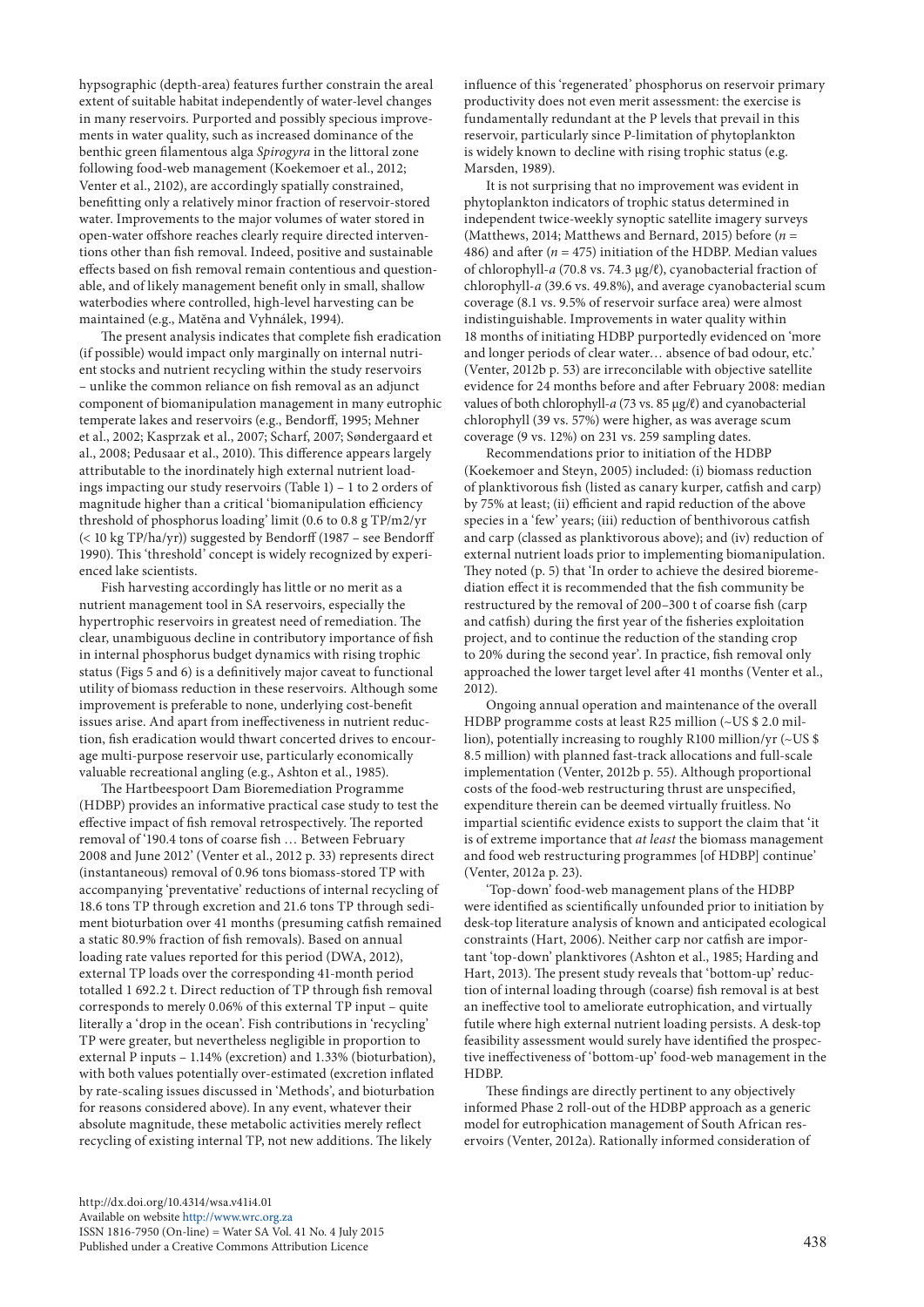hypsographic (depth-area) features further constrain the areal extent of suitable habitat independently of water-level changes in many reservoirs. Purported and possibly specious improvements in water quality, such as increased dominance of the benthic green filamentous alga *Spirogyra* in the littoral zone following food-web management (Koekemoer et al., 2012; Venter et al., 2102), are accordingly spatially constrained, benefitting only a relatively minor fraction of reservoir-stored water. Improvements to the major volumes of water stored in open-water offshore reaches clearly require directed interventions other than fish removal. Indeed, positive and sustainable effects based on fish removal remain contentious and questionable, and of likely management benefit only in small, shallow waterbodies where controlled, high-level harvesting can be maintained (e.g., Matěna and Vyhnálek, 1994).

The present analysis indicates that complete fish eradication (if possible) would impact only marginally on internal nutrient stocks and nutrient recycling within the study reservoirs – unlike the common reliance on fish removal as an adjunct component of biomanipulation management in many eutrophic temperate lakes and reservoirs (e.g., Bendorff, 1995; Mehner et al., 2002; Kasprzak et al., 2007; Scharf, 2007; Søndergaard et al., 2008; Pedusaar et al., 2010). This difference appears largely attributable to the inordinately high external nutrient loadings impacting our study reservoirs (Table 1) – 1 to 2 orders of magnitude higher than a critical 'biomanipulation efficiency threshold of phosphorus loading' limit (0.6 to 0.8 g TP/m2/yr (< 10 kg TP/ha/yr)) suggested by Bendorff (1987 – see Bendorff 1990). This 'threshold' concept is widely recognized by experienced lake scientists.

Fish harvesting accordingly has little or no merit as a nutrient management tool in SA reservoirs, especially the hypertrophic reservoirs in greatest need of remediation. The clear, unambiguous decline in contributory importance of fish in internal phosphorus budget dynamics with rising trophic status (Figs 5 and 6) is a definitively major caveat to functional utility of biomass reduction in these reservoirs. Although some improvement is preferable to none, underlying cost-benefit issues arise. And apart from ineffectiveness in nutrient reduction, fish eradication would thwart concerted drives to encourage multi-purpose reservoir use, particularly economically valuable recreational angling (e.g., Ashton et al., 1985).

The Hartbeespoort Dam Bioremediation Programme (HDBP) provides an informative practical case study to test the effective impact of fish removal retrospectively. The reported removal of '190.4 tons of coarse fish … Between February 2008 and June 2012' (Venter et al., 2012 p. 33) represents direct (instantaneous) removal of 0.96 tons biomass-stored TP with accompanying 'preventative' reductions of internal recycling of 18.6 tons TP through excretion and 21.6 tons TP through sediment bioturbation over 41 months (presuming catfish remained a static 80.9% fraction of fish removals). Based on annual loading rate values reported for this period (DWA, 2012), external TP loads over the corresponding 41-month period totalled 1 692.2 t. Direct reduction of TP through fish removal corresponds to merely 0.06% of this external TP input – quite literally a 'drop in the ocean'. Fish contributions in 'recycling' TP were greater, but nevertheless negligible in proportion to external P inputs – 1.14% (excretion) and 1.33% (bioturbation), with both values potentially over-estimated (excretion inflated by rate-scaling issues discussed in 'Methods', and bioturbation for reasons considered above). In any event, whatever their absolute magnitude, these metabolic activities merely reflect recycling of existing internal TP, not new additions. The likely influence of this 'regenerated' phosphorus on reservoir primary productivity does not even merit assessment: the exercise is fundamentally redundant at the P levels that prevail in this reservoir, particularly since P-limitation of phytoplankton is widely known to decline with rising trophic status (e.g. Marsden, 1989).

It is not surprising that no improvement was evident in phytoplankton indicators of trophic status determined in independent twice-weekly synoptic satellite imagery surveys (Matthews, 2014; Matthews and Bernard, 2015) before ($n$ = 486) and after ($n$ = 475) initiation of the HDBP. Median values of chlorophyll-*a* (70.8 vs. 74.3 μg/ℓ), cyanobacterial fraction of chlorophyll-*a* (39.6 vs. 49.8%), and average cyanobacterial scum coverage (8.1 vs. 9.5% of reservoir surface area) were almost indistinguishable. Improvements in water quality within 18 months of initiating HDBP purportedly evidenced on 'more and longer periods of clear water… absence of bad odour, etc.' (Venter, 2012b p. 53) are irreconcilable with objective satellite evidence for 24 months before and after February 2008: median values of both chlorophyll-*a* (73 vs. 85 μg/ℓ) and cyanobacterial chlorophyll (39 vs. 57%) were higher, as was average scum coverage (9 vs. 12%) on 231 vs. 259 sampling dates.

Recommendations prior to initiation of the HDBP (Koekemoer and Steyn, 2005) included: (i) biomass reduction of planktivorous fish (listed as canary kurper, catfish and carp) by 75% at least; (ii) efficient and rapid reduction of the above species in a 'few' years; (iii) reduction of benthivorous catfish and carp (classed as planktivorous above); and (iv) reduction of external nutrient loads prior to implementing biomanipulation. They noted (p. 5) that 'In order to achieve the desired bioremediation effect it is recommended that the fish community be restructured by the removal of 200–300 t of coarse fish (carp and catfish) during the first year of the fisheries exploitation project, and to continue the reduction of the standing crop to 20% during the second year'. In practice, fish removal only approached the lower target level after 41 months (Venter et al., 2012).

Ongoing annual operation and maintenance of the overall HDBP programme costs at least R25 million (~US $ 2.0 million), potentially increasing to roughly R100 million/yr (~US $ 8.5 million) with planned fast-track allocations and full-scale implementation (Venter, 2012b p. 55). Although proportional costs of the food-web restructuring thrust are unspecified, expenditure therein can be deemed virtually fruitless. No impartial scientific evidence exists to support the claim that 'it is of extreme importance that *at least* the biomass management and food web restructuring programmes [of HDBP] continue' (Venter, 2012a p. 23).

'Top-down' food-web management plans of the HDBP were identified as scientifically unfounded prior to initiation by desk-top literature analysis of known and anticipated ecological constraints (Hart, 2006). Neither carp nor catfish are important 'top-down' planktivores (Ashton et al., 1985; Harding and Hart, 2013). The present study reveals that 'bottom-up' reduction of internal loading through (coarse) fish removal is at best an ineffective tool to ameliorate eutrophication, and virtually futile where high external nutrient loading persists. A desk-top feasibility assessment would surely have identified the prospective ineffectiveness of 'bottom-up' food-web management in the HDBP.

These findings are directly pertinent to any objectively informed Phase 2 roll-out of the HDBP approach as a generic model for eutrophication management of South African reservoirs (Venter, 2012a). Rationally informed consideration of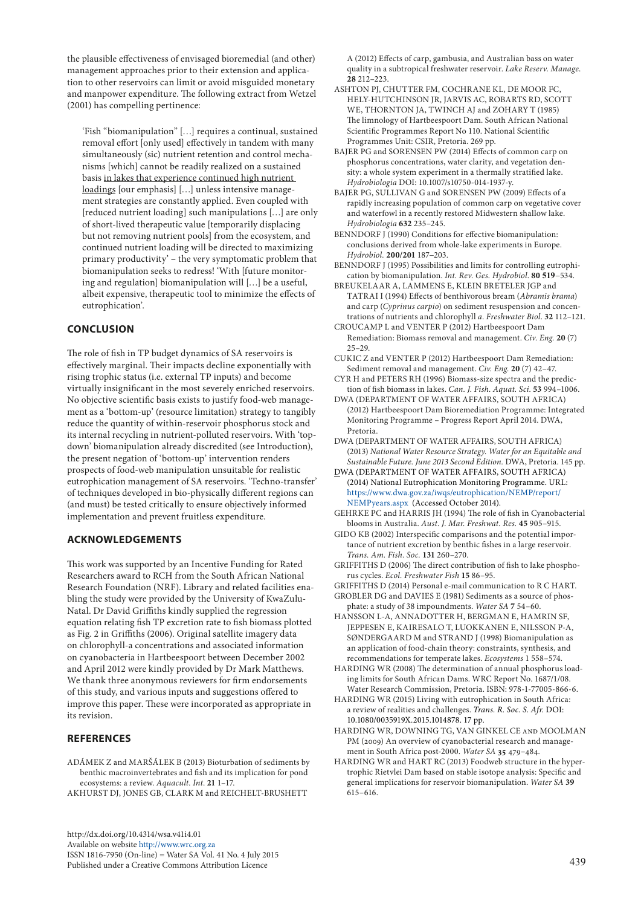the plausible effectiveness of envisaged bioremedial (and other) management approaches prior to their extension and application to other reservoirs can limit or avoid misguided monetary and manpower expenditure. The following extract from Wetzel (2001) has compelling pertinence:

> 'Fish "biomanipulation" […] requires a continual, sustained removal effort [only used] effectively in tandem with many simultaneously (sic) nutrient retention and control mechanisms [which] cannot be readily realized on a sustained basis <u>in lakes that experience continued high nutrient loadings</u> [our emphasis] […] unless intensive management strategies are constantly applied. Even coupled with [reduced nutrient loading] such manipulations […] are only of short-lived therapeutic value [temporarily displacing but not removing nutrient pools] from the ecosystem, and continued nutrient loading will be directed to maximizing primary productivity' – the very symptomatic problem that biomanipulation seeks to redress! 'With [future monitoring and regulation] biomanipulation will […] be a useful, albeit expensive, therapeutic tool to minimize the effects of eutrophication'.

## CONCLUSION

The role of fish in TP budget dynamics of SA reservoirs is effectively marginal. Their impacts decline exponentially with rising trophic status (i.e. external TP inputs) and become virtually insignificant in the most severely enriched reservoirs. No objective scientific basis exists to justify food-web management as a 'bottom-up' (resource limitation) strategy to tangibly reduce the quantity of within-reservoir phosphorus stock and its internal recycling in nutrient-polluted reservoirs. With 'top-down' biomanipulation already discredited (see Introduction), the present negation of 'bottom-up' intervention renders prospects of food-web manipulation unsuitable for realistic eutrophication management of SA reservoirs. 'Techno-transfer' of techniques developed in bio-physically different regions can (and must) be tested critically to ensure objectively informed implementation and prevent fruitless expenditure.

## ACKNOWLEDGEMENTS

This work was supported by an Incentive Funding for Rated Researchers award to RCH from the South African National Research Foundation (NRF). Library and related facilities enabling the study were provided by the University of KwaZulu-Natal. Dr David Griffiths kindly supplied the regression equation relating fish TP excretion rate to fish biomass plotted as Fig. 2 in Griffiths (2006). Original satellite imagery data on chlorophyll-a concentrations and associated information on cyanobacteria in Hartbeespoort between December 2002 and April 2012 were kindly provided by Dr Mark Matthews. We thank three anonymous reviewers for firm endorsements of this study, and various inputs and suggestions offered to improve this paper. These were incorporated as appropriate in its revision.

## REFERENCES

ADÁMEK Z and MARŠÁLEK B (2013) Bioturbation of sediments by benthic macroinvertebrates and fish and its implication for pond ecosystems: a review. *Aquacult. Int.* **21** 1–17.

AKHURST DJ, JONES GB, CLARK M and REICHELT-BRUSHETT A (2012) Effects of carp, gambusia, and Australian bass on water quality in a subtropical freshwater reservoir. *Lake Reserv. Manage.* **28** 212–223.

ASHTON PJ, CHUTTER FM, COCHRANE KL, DE MOOR FC, HELY-HUTCHINSON JR, JARVIS AC, ROBARTS RD, SCOTT WE, THORNTON JA, TWINCH AJ and ZOHARY T (1985) The limnology of Hartbeespoort Dam. South African National Scientific Programmes Report No 110. National Scientific Programmes Unit: CSIR, Pretoria. 269 pp.

BAJER PG and SORENSEN PW (2014) Effects of common carp on phosphorus concentrations, water clarity, and vegetation density: a whole system experiment in a thermally stratified lake. *Hydrobiologia* DOI: 10.1007/s10750-014-1937-y.

BAJER PG, SULLIVAN G and SORENSEN PW (2009) Effects of a rapidly increasing population of common carp on vegetative cover and waterfowl in a recently restored Midwestern shallow lake. *Hydrobiologia* **632** 235–245.

BENNDORF J (1990) Conditions for effective biomanipulation: conclusions derived from whole-lake experiments in Europe. *Hydrobiol.* **200/201** 187–203.

BENNDORF J (1995) Possibilities and limits for controlling eutrophication by biomanipulation. *Int. Rev. Ges. Hydrobiol.* **80 519**–534.

BREUKELAAR A, LAMMENS E, KLEIN BRETELER JGP and TATRAI I (1994) Effects of benthivorous bream (*Abramis brama*) and carp (*Cyprinus carpio*) on sediment resuspension and concentrations of nutrients and chlorophyll *a*. *Freshwater Biol.* **32** 112–121.

CROUCAMP L and VENTER P (2012) Hartbeespoort Dam Remediation: Biomass removal and management. *Civ. Eng.* **20** (7) 25–29.

CUKIC Z and VENTER P (2012) Hartbeespoort Dam Remediation: Sediment removal and management. *Civ. Eng.* **20** (7) 42–47.

CYR H and PETERS RH (1996) Biomass-size spectra and the prediction of fish biomass in lakes. *Can. J. Fish. Aquat. Sci.* **53** 994–1006.

DWA (DEPARTMENT OF WATER AFFAIRS, SOUTH AFRICA) (2012) Hartbeespoort Dam Bioremediation Programme: Integrated Monitoring Programme – Progress Report April 2014. DWA, Pretoria.

DWA (DEPARTMENT OF WATER AFFAIRS, SOUTH AFRICA) (2013) *National Water Resource Strategy. Water for an Equitable and Sustainable Future. June 2013 Second Edition.* DWA, Pretoria. 145 pp.

DWA (DEPARTMENT OF WATER AFFAIRS, SOUTH AFRICA) (2014) National Eutrophication Monitoring Programme. URL: https://www.dwa.gov.za/iwqs/eutrophication/NEMP/report/NEMPyears.aspx (Accessed October 2014).

GEHRKE PC and HARRIS JH (1994) The role of fish in Cyanobacterial blooms in Australia. *Aust. J. Mar. Freshwat. Res.* **45** 905–915.

GIDO KB (2002) Interspecific comparisons and the potential importance of nutrient excretion by benthic fishes in a large reservoir. *Trans. Am. Fish. Soc.* **131** 260–270.

GRIFFITHS D (2006) The direct contribution of fish to lake phosphorus cycles. *Ecol. Freshwater Fish* **15** 86–95.

GRIFFITHS D (2014) Personal e-mail communication to R C HART.

GROBLER DG and DAVIES E (1981) Sediments as a source of phosphate: a study of 38 impoundments. *Water SA* **7** 54–60.

HANSSON L-A, ANNADOTTER H, BERGMAN E, HAMRIN SF, JEPPESEN E, KAIRESALO T, LUOKKANEN E, NILSSON P-A, SØNDERGAARD M and STRAND J (1998) Biomanipulation as an application of food-chain theory: constraints, synthesis, and recommendations for temperate lakes. *Ecosystems* 1 558–574.

HARDING WR (2008) The determination of annual phosphorus loading limits for South African Dams. WRC Report No. 1687/1/08. Water Research Commission, Pretoria. ISBN: 978-1-77005-866-6.

HARDING WR (2015) Living with eutrophication in South Africa: a review of realities and challenges. *Trans. R. Soc. S. Afr.* DOI: 10.1080/0035919X.2015.1014878. 17 pp.

HARDING WR, DOWNING TG, VAN GINKEL CE and MOOLMAN PM (2009) An overview of cyanobacterial research and management in South Africa post-2000. *Water SA* **35** 479–484.

HARDING WR and HART RC (2013) Foodweb structure in the hypertrophic Rietvlei Dam based on stable isotope analysis: Specific and general implications for reservoir biomanipulation. *Water SA* **39** 615–616.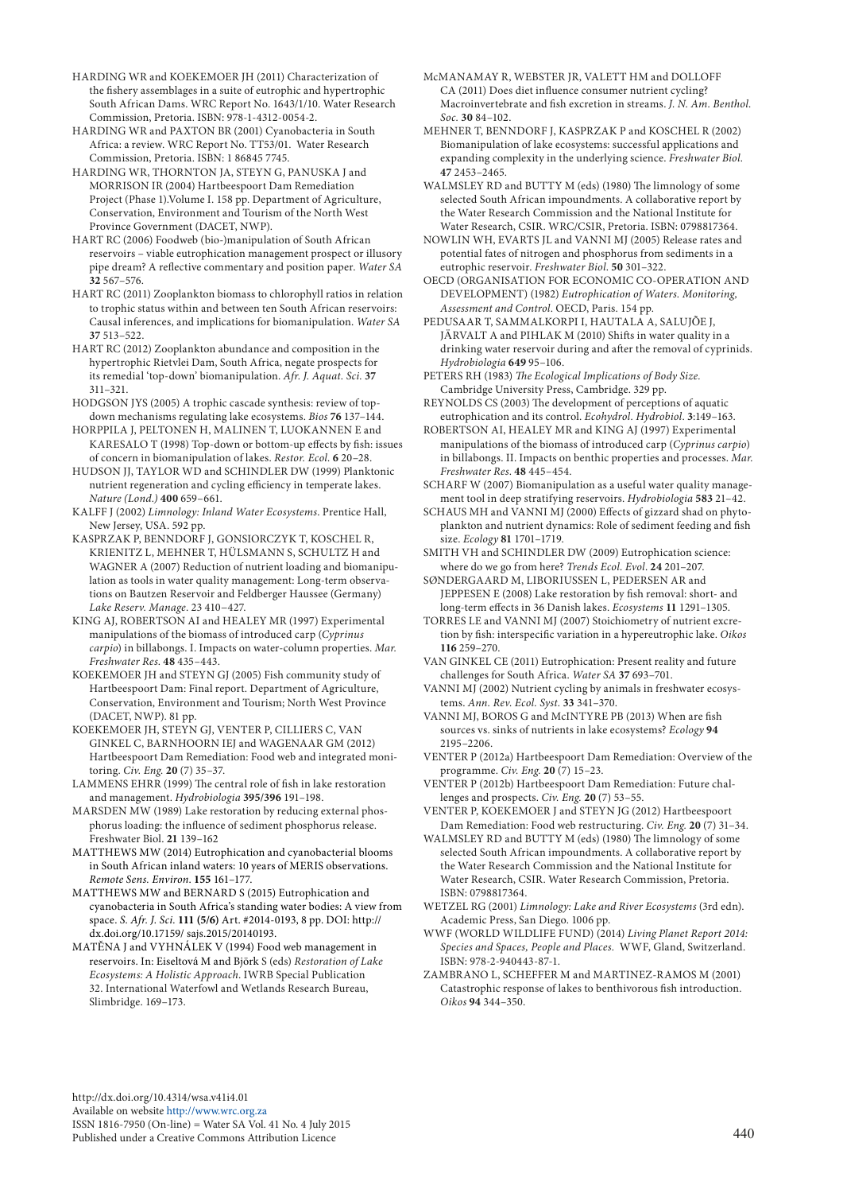HARDING WR and KOEKEMOER JH (2011) Characterization of the fishery assemblages in a suite of eutrophic and hypertrophic South African Dams. WRC Report No. 1643/1/10. Water Research Commission, Pretoria. ISBN: 978-1-4312-0054-2.

HARDING WR and PAXTON BR (2001) Cyanobacteria in South Africa: a review. WRC Report No. TT53/01. Water Research Commission, Pretoria. ISBN: 1 86845 7745.

HARDING WR, THORNTON JA, STEYN G, PANUSKA J and MORRISON IR (2004) Hartbeespoort Dam Remediation Project (Phase 1).Volume I. 158 pp. Department of Agriculture, Conservation, Environment and Tourism of the North West Province Government (DACET, NWP).

HART RC (2006) Foodweb (bio-)manipulation of South African reservoirs – viable eutrophication management prospect or illusory pipe dream? A reflective commentary and position paper. *Water SA* **32** 567–576.

HART RC (2011) Zooplankton biomass to chlorophyll ratios in relation to trophic status within and between ten South African reservoirs: Causal inferences, and implications for biomanipulation. *Water SA* **37** 513–522.

HART RC (2012) Zooplankton abundance and composition in the hypertrophic Rietvlei Dam, South Africa, negate prospects for its remedial 'top-down' biomanipulation. *Afr. J. Aquat. Sci.* **37** 311–321.

HODGSON JYS (2005) A trophic cascade synthesis: review of top-down mechanisms regulating lake ecosystems. *Bios* **76** 137–144.

HORPPILA J, PELTONEN H, MALINEN T, LUOKANNEN E and KARESALO T (1998) Top-down or bottom-up effects by fish: issues of concern in biomanipulation of lakes. *Restor. Ecol.* **6** 20–28.

HUDSON JJ, TAYLOR WD and SCHINDLER DW (1999) Planktonic nutrient regeneration and cycling efficiency in temperate lakes. *Nature (Lond.)* **400** 659–661.

KALFF J (2002) *Limnology: Inland Water Ecosystems*. Prentice Hall, New Jersey, USA. 592 pp.

KASPRZAK P, BENNDORF J, GONSIORCZYK T, KOSCHEL R, KRIENITZ L, MEHNER T, HÜLSMANN S, SCHULTZ H and WAGNER A (2007) Reduction of nutrient loading and biomanipulation as tools in water quality management: Long-term observations on Bautzen Reservoir and Feldberger Haussee (Germany) *Lake Reserv. Manage*. 23 410–427.

KING AJ, ROBERTSON AI and HEALEY MR (1997) Experimental manipulations of the biomass of introduced carp (*Cyprinus carpio*) in billabongs. I. Impacts on water-column properties. *Mar. Freshwater Res.* **48** 435–443.

KOEKEMOER JH and STEYN GJ (2005) Fish community study of Hartbeespoort Dam: Final report. Department of Agriculture, Conservation, Environment and Tourism; North West Province (DACET, NWP). 81 pp.

KOEKEMOER JH, STEYN GJ, VENTER P, CILLIERS C, VAN GINKEL C, BARNHOORN IEJ and WAGENAAR GM (2012) Hartbeespoort Dam Remediation: Food web and integrated monitoring. *Civ. Eng.* **20** (7) 35–37.

LAMMENS EHRR (1999) The central role of fish in lake restoration and management. *Hydrobiologia* **395/396** 191–198.

MARSDEN MW (1989) Lake restoration by reducing external phosphorus loading: the influence of sediment phosphorus release. Freshwater Biol. **21** 139–162

MATTHEWS MW (2014) Eutrophication and cyanobacterial blooms in South African inland waters: 10 years of MERIS observations. *Remote Sens. Environ.* **155** 161–177.

MATTHEWS MW and BERNARD S (2015) Eutrophication and cyanobacteria in South Africa's standing water bodies: A view from space. *S. Afr. J. Sci.* **111 (5/6)** Art. #2014-0193, 8 pp. DOI: http://dx.doi.org/10.17159/ sajs.2015/20140193.

MATĚNA J and VYHNÁLEK V (1994) Food web management in reservoirs. In: Eiseltová M and Björk S (eds) *Restoration of Lake Ecosystems: A Holistic Approach*. IWRB Special Publication 32. International Waterfowl and Wetlands Research Bureau, Slimbridge. 169–173.

McMANAMAY R, WEBSTER JR, VALETT HM and DOLLOFF CA (2011) Does diet influence consumer nutrient cycling? Macroinvertebrate and fish excretion in streams. *J. N. Am. Benthol. Soc.* **30** 84–102.

MEHNER T, BENNDORF J, KASPRZAK P and KOSCHEL R (2002) Biomanipulation of lake ecosystems: successful applications and expanding complexity in the underlying science. *Freshwater Biol.* **47** 2453–2465.

WALMSLEY RD and BUTTY M (eds) (1980) The limnology of some selected South African impoundments. A collaborative report by the Water Research Commission and the National Institute for Water Research, CSIR. WRC/CSIR, Pretoria. ISBN: 0798817364.

NOWLIN WH, EVARTS JL and VANNI MJ (2005) Release rates and potential fates of nitrogen and phosphorus from sediments in a eutrophic reservoir. *Freshwater Biol.* **50** 301–322.

OECD (ORGANISATION FOR ECONOMIC CO-OPERATION AND DEVELOPMENT) (1982) *Eutrophication of Waters. Monitoring, Assessment and Control*. OECD, Paris. 154 pp.

PEDUSAAR T, SAMMALKORPI I, HAUTALA A, SALUJÕE J, JÄRVALT A and PIHLAK M (2010) Shifts in water quality in a drinking water reservoir during and after the removal of cyprinids. *Hydrobiologia* **649** 95–106.

PETERS RH (1983) *The Ecological Implications of Body Size*. Cambridge University Press, Cambridge. 329 pp.

REYNOLDS CS (2003) The development of perceptions of aquatic eutrophication and its control. *Ecohydrol. Hydrobiol.* **3**:149–163.

ROBERTSON AI, HEALEY MR and KING AJ (1997) Experimental manipulations of the biomass of introduced carp (*Cyprinus carpio*) in billabongs. II. Impacts on benthic properties and processes. *Mar. Freshwater Res.* **48** 445–454.

SCHARF W (2007) Biomanipulation as a useful water quality management tool in deep stratifying reservoirs. *Hydrobiologia* **583** 21–42.

SCHAUS MH and VANNI MJ (2000) Effects of gizzard shad on phytoplankton and nutrient dynamics: Role of sediment feeding and fish size. *Ecology* **81** 1701–1719.

SMITH VH and SCHINDLER DW (2009) Eutrophication science: where do we go from here? *Trends Ecol. Evol.* **24** 201–207.

SØNDERGAARD M, LIBORIUSSEN L, PEDERSEN AR and JEPPESEN E (2008) Lake restoration by fish removal: short- and long-term effects in 36 Danish lakes. *Ecosystems* **11** 1291–1305.

TORRES LE and VANNI MJ (2007) Stoichiometry of nutrient excretion by fish: interspecific variation in a hypereutrophic lake. *Oikos* **116** 259–270.

VAN GINKEL CE (2011) Eutrophication: Present reality and future challenges for South Africa. *Water SA* **37** 693–701.

VANNI MJ (2002) Nutrient cycling by animals in freshwater ecosystems. *Ann. Rev. Ecol. Syst.* **33** 341–370.

VANNI MJ, BOROS G and McINTYRE PB (2013) When are fish sources vs. sinks of nutrients in lake ecosystems? *Ecology* **94** 2195–2206.

VENTER P (2012a) Hartbeespoort Dam Remediation: Overview of the programme. *Civ. Eng.* **20** (7) 15–23.

VENTER P (2012b) Hartbeespoort Dam Remediation: Future challenges and prospects. *Civ. Eng.* **20** (7) 53–55.

VENTER P, KOEKEMOER J and STEYN JG (2012) Hartbeespoort Dam Remediation: Food web restructuring. *Civ. Eng.* **20** (7) 31–34.

WALMSLEY RD and BUTTY M (eds) (1980) The limnology of some selected South African impoundments. A collaborative report by the Water Research Commission and the National Institute for Water Research, CSIR. Water Research Commission, Pretoria. ISBN: 0798817364.

WETZEL RG (2001) *Limnology: Lake and River Ecosystems* (3rd edn). Academic Press, San Diego. 1006 pp.

WWF (WORLD WILDLIFE FUND) (2014) *Living Planet Report 2014: Species and Spaces, People and Places*. WWF, Gland, Switzerland. ISBN: 978-2-940443-87-1.

ZAMBRANO L, SCHEFFER M and MARTINEZ-RAMOS M (2001) Catastrophic response of lakes to benthivorous fish introduction. *Oikos* **94** 344–350.